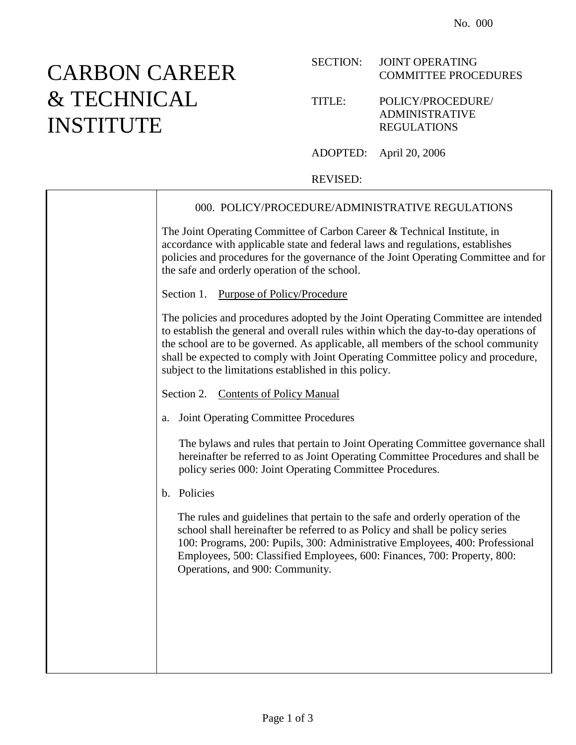No. 000

# CARBON CAREER & TECHNICAL INSTITUTE

SECTION: JOINT OPERATING COMMITTEE PROCEDURES

TITLE: POLICY/PROCEDURE/ ADMINISTRATIVE REGULATIONS

ADOPTED: April 20, 2006

REVISED:

## 000. POLICY/PROCEDURE/ADMINISTRATIVE REGULATIONS

The Joint Operating Committee of Carbon Career & Technical Institute, in accordance with applicable state and federal laws and regulations, establishes policies and procedures for the governance of the Joint Operating Committee and for the safe and orderly operation of the school.

### Section 1. Purpose of Policy/Procedure

The policies and procedures adopted by the Joint Operating Committee are intended to establish the general and overall rules within which the day-to-day operations of the school are to be governed. As applicable, all members of the school community shall be expected to comply with Joint Operating Committee policy and procedure, subject to the limitations established in this policy.

### Section 2. Contents of Policy Manual

a. Joint Operating Committee Procedures

The bylaws and rules that pertain to Joint Operating Committee governance shall hereinafter be referred to as Joint Operating Committee Procedures and shall be policy series 000: Joint Operating Committee Procedures.

b. Policies

The rules and guidelines that pertain to the safe and orderly operation of the school shall hereinafter be referred to as Policy and shall be policy series 100: Programs, 200: Pupils, 300: Administrative Employees, 400: Professional Employees, 500: Classified Employees, 600: Finances, 700: Property, 800: Operations, and 900: Community.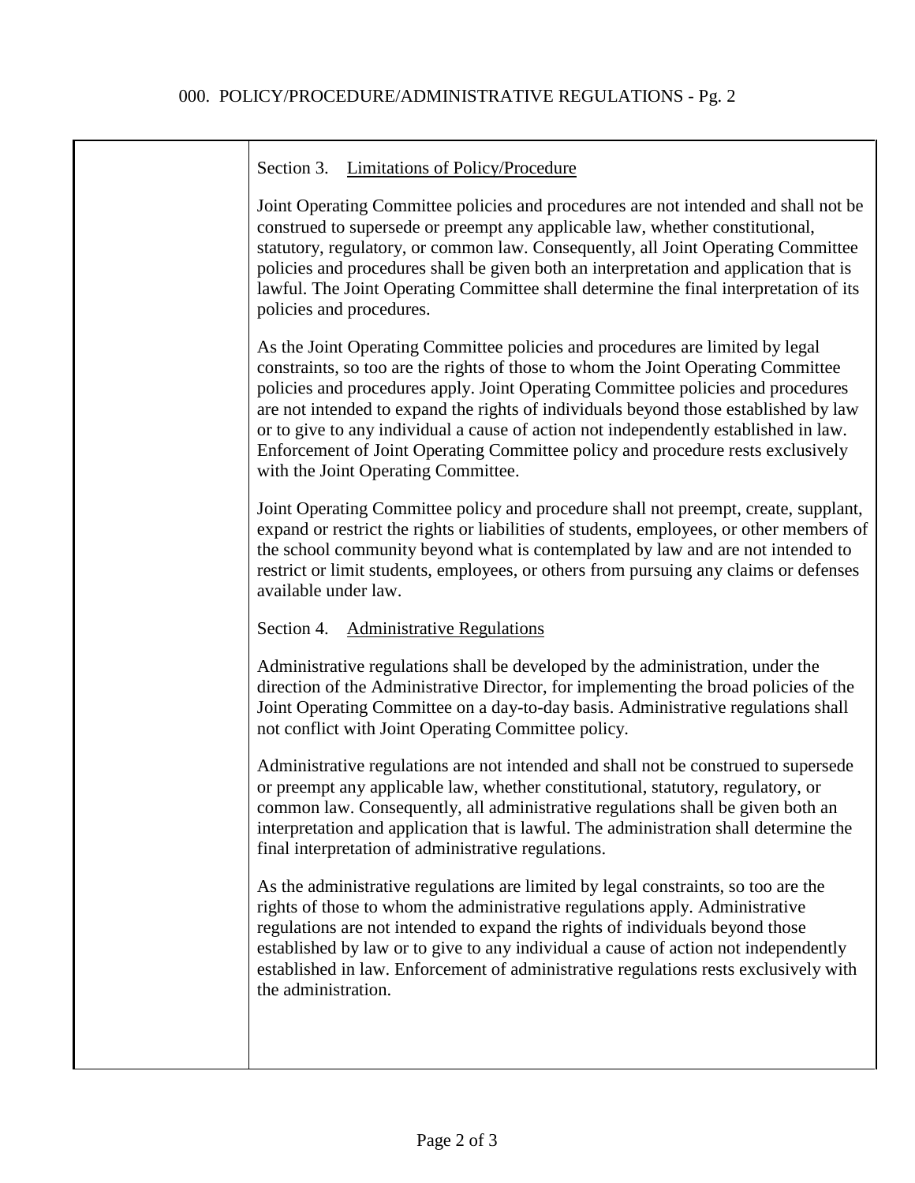Section 3. Limitations of Policy/Procedure

Joint Operating Committee policies and procedures are not intended and shall not be construed to supersede or preempt any applicable law, whether constitutional, statutory, regulatory, or common law. Consequently, all Joint Operating Committee policies and procedures shall be given both an interpretation and application that is lawful. The Joint Operating Committee shall determine the final interpretation of its policies and procedures.

As the Joint Operating Committee policies and procedures are limited by legal constraints, so too are the rights of those to whom the Joint Operating Committee policies and procedures apply. Joint Operating Committee policies and procedures are not intended to expand the rights of individuals beyond those established by law or to give to any individual a cause of action not independently established in law. Enforcement of Joint Operating Committee policy and procedure rests exclusively with the Joint Operating Committee.

Joint Operating Committee policy and procedure shall not preempt, create, supplant, expand or restrict the rights or liabilities of students, employees, or other members of the school community beyond what is contemplated by law and are not intended to restrict or limit students, employees, or others from pursuing any claims or defenses available under law.

Section 4. Administrative Regulations

Administrative regulations shall be developed by the administration, under the direction of the Administrative Director, for implementing the broad policies of the Joint Operating Committee on a day-to-day basis. Administrative regulations shall not conflict with Joint Operating Committee policy.

Administrative regulations are not intended and shall not be construed to supersede or preempt any applicable law, whether constitutional, statutory, regulatory, or common law. Consequently, all administrative regulations shall be given both an interpretation and application that is lawful. The administration shall determine the final interpretation of administrative regulations.

As the administrative regulations are limited by legal constraints, so too are the rights of those to whom the administrative regulations apply. Administrative regulations are not intended to expand the rights of individuals beyond those established by law or to give to any individual a cause of action not independently established in law. Enforcement of administrative regulations rests exclusively with the administration.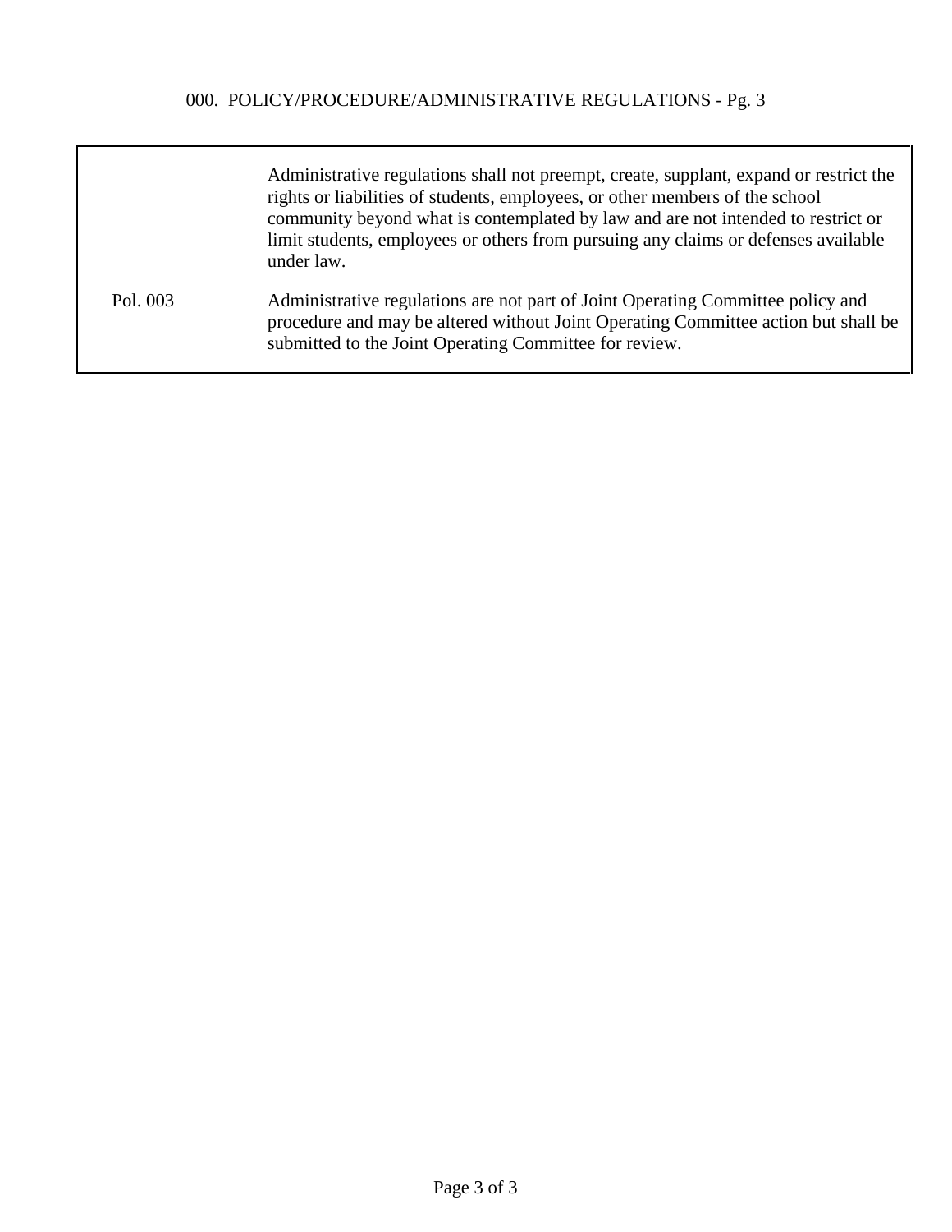| | |
|---|---|
| | Administrative regulations shall not preempt, create, supplant, expand or restrict the rights or liabilities of students, employees, or other members of the school community beyond what is contemplated by law and are not intended to restrict or limit students, employees or others from pursuing any claims or defenses available under law. |
| Pol. 003 | Administrative regulations are not part of Joint Operating Committee policy and procedure and may be altered without Joint Operating Committee action but shall be submitted to the Joint Operating Committee for review. |